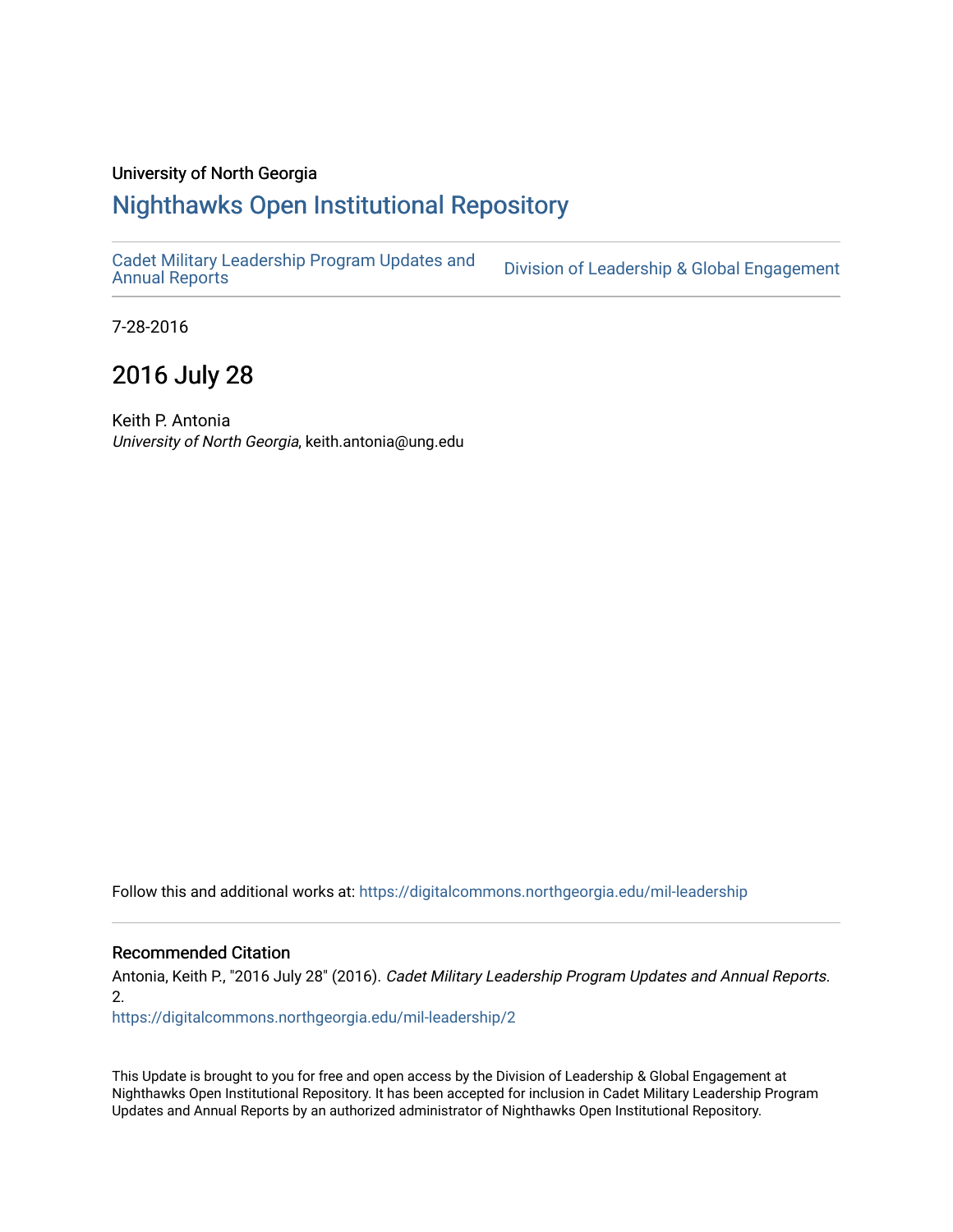University of North Georgia

# Nighthawks Open Institutional Repository

Cadet Military Leadership Program Updates and Annual Reports

Division of Leadership & Global Engagement

7-28-2016

## 2016 July 28

Keith P. Antonia
*University of North Georgia*, keith.antonia@ung.edu

Follow this and additional works at: https://digitalcommons.northgeorgia.edu/mil-leadership

### Recommended Citation

Antonia, Keith P., "2016 July 28" (2016). *Cadet Military Leadership Program Updates and Annual Reports*. 2.
https://digitalcommons.northgeorgia.edu/mil-leadership/2

This Update is brought to you for free and open access by the Division of Leadership & Global Engagement at Nighthawks Open Institutional Repository. It has been accepted for inclusion in Cadet Military Leadership Program Updates and Annual Reports by an authorized administrator of Nighthawks Open Institutional Repository.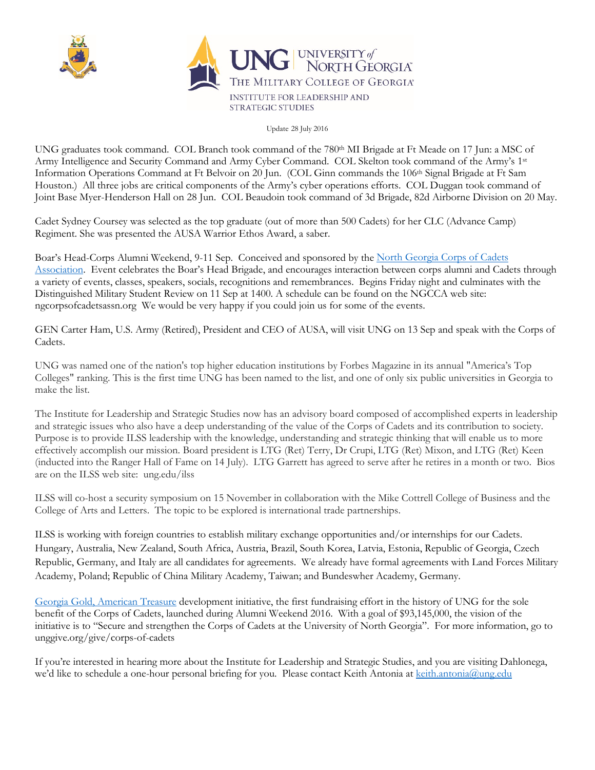UNIVERSITY *of* NORTH GEORGIA
THE MILITARY COLLEGE OF GEORGIA
INSTITUTE FOR LEADERSHIP AND STRATEGIC STUDIES

Update 28 July 2016

UNG graduates took command. COL Branch took command of the 780th MI Brigade at Ft Meade on 17 Jun: a MSC of Army Intelligence and Security Command and Army Cyber Command. COL Skelton took command of the Army's 1st Information Operations Command at Ft Belvoir on 20 Jun. (COL Ginn commands the 106th Signal Brigade at Ft Sam Houston.) All three jobs are critical components of the Army's cyber operations efforts. COL Duggan took command of Joint Base Myer-Henderson Hall on 28 Jun. COL Beaudoin took command of 3d Brigade, 82d Airborne Division on 20 May.

Cadet Sydney Coursey was selected as the top graduate (out of more than 500 Cadets) for her CLC (Advance Camp) Regiment. She was presented the AUSA Warrior Ethos Award, a saber.

Boar's Head-Corps Alumni Weekend, 9-11 Sep. Conceived and sponsored by the North Georgia Corps of Cadets Association. Event celebrates the Boar's Head Brigade, and encourages interaction between corps alumni and Cadets through a variety of events, classes, speakers, socials, recognitions and remembrances. Begins Friday night and culminates with the Distinguished Military Student Review on 11 Sep at 1400. A schedule can be found on the NGCCA web site: ngcorpsofcadetsassn.org We would be very happy if you could join us for some of the events.

GEN Carter Ham, U.S. Army (Retired), President and CEO of AUSA, will visit UNG on 13 Sep and speak with the Corps of Cadets.

UNG was named one of the nation's top higher education institutions by Forbes Magazine in its annual "America's Top Colleges" ranking. This is the first time UNG has been named to the list, and one of only six public universities in Georgia to make the list.

The Institute for Leadership and Strategic Studies now has an advisory board composed of accomplished experts in leadership and strategic issues who also have a deep understanding of the value of the Corps of Cadets and its contribution to society. Purpose is to provide ILSS leadership with the knowledge, understanding and strategic thinking that will enable us to more effectively accomplish our mission. Board president is LTG (Ret) Terry, Dr Crupi, LTG (Ret) Mixon, and LTG (Ret) Keen (inducted into the Ranger Hall of Fame on 14 July). LTG Garrett has agreed to serve after he retires in a month or two. Bios are on the ILSS web site: ung.edu/ilss

ILSS will co-host a security symposium on 15 November in collaboration with the Mike Cottrell College of Business and the College of Arts and Letters. The topic to be explored is international trade partnerships.

ILSS is working with foreign countries to establish military exchange opportunities and/or internships for our Cadets. Hungary, Australia, New Zealand, South Africa, Austria, Brazil, South Korea, Latvia, Estonia, Republic of Georgia, Czech Republic, Germany, and Italy are all candidates for agreements. We already have formal agreements with Land Forces Military Academy, Poland; Republic of China Military Academy, Taiwan; and Bundeswher Academy, Germany.

Georgia Gold, American Treasure development initiative, the first fundraising effort in the history of UNG for the sole benefit of the Corps of Cadets, launched during Alumni Weekend 2016. With a goal of $93,145,000, the vision of the initiative is to "Secure and strengthen the Corps of Cadets at the University of North Georgia". For more information, go to unggive.org/give/corps-of-cadets

If you're interested in hearing more about the Institute for Leadership and Strategic Studies, and you are visiting Dahlonega, we'd like to schedule a one-hour personal briefing for you. Please contact Keith Antonia at keith.antonia@ung.edu